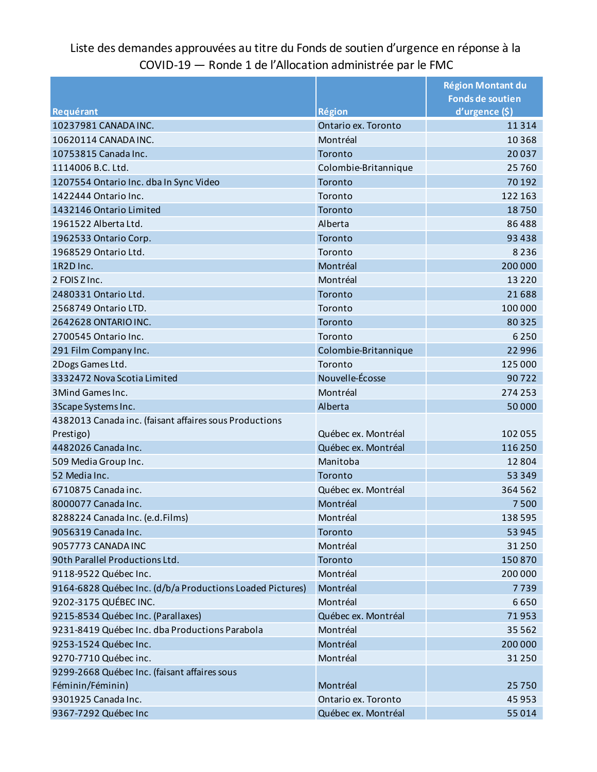# Liste des demandes approuvées au titre du Fonds de soutien d'urgence en réponse à la COVID-19 — Ronde 1 de l'Allocation administrée par le FMC

| Requérant | Région | Région Montant du Fonds de soutien d'urgence ($) |
|---|---|---|
| 10237981 CANADA INC. | Ontario ex. Toronto | 11 314 |
| 10620114 CANADA INC. | Montréal | 10 368 |
| 10753815 Canada Inc. | Toronto | 20 037 |
| 1114006 B.C. Ltd. | Colombie-Britannique | 25 760 |
| 1207554 Ontario Inc. dba In Sync Video | Toronto | 70 192 |
| 1422444 Ontario Inc. | Toronto | 122 163 |
| 1432146 Ontario Limited | Toronto | 18 750 |
| 1961522 Alberta Ltd. | Alberta | 86 488 |
| 1962533 Ontario Corp. | Toronto | 93 438 |
| 1968529 Ontario Ltd. | Toronto | 8 236 |
| 1R2D Inc. | Montréal | 200 000 |
| 2 FOIS Z Inc. | Montréal | 13 220 |
| 2480331 Ontario Ltd. | Toronto | 21 688 |
| 2568749 Ontario LTD. | Toronto | 100 000 |
| 2642628 ONTARIO INC. | Toronto | 80 325 |
| 2700545 Ontario Inc. | Toronto | 6 250 |
| 291 Film Company Inc. | Colombie-Britannique | 22 996 |
| 2Dogs Games Ltd. | Toronto | 125 000 |
| 3332472 Nova Scotia Limited | Nouvelle-Écosse | 90 722 |
| 3Mind Games Inc. | Montréal | 274 253 |
| 3Scape Systems Inc. | Alberta | 50 000 |
| 4382013 Canada inc. (faisant affaires sous Productions Prestigo) | Québec ex. Montréal | 102 055 |
| 4482026 Canada Inc. | Québec ex. Montréal | 116 250 |
| 509 Media Group Inc. | Manitoba | 12 804 |
| 52 Media Inc. | Toronto | 53 349 |
| 6710875 Canada inc. | Québec ex. Montréal | 364 562 |
| 8000077 Canada Inc. | Montréal | 7 500 |
| 8288224 Canada Inc. (e.d.Films) | Montréal | 138 595 |
| 9056319 Canada Inc. | Toronto | 53 945 |
| 9057773 CANADA INC | Montréal | 31 250 |
| 90th Parallel Productions Ltd. | Toronto | 150 870 |
| 9118-9522 Québec Inc. | Montréal | 200 000 |
| 9164-6828 Québec Inc. (d/b/a Productions Loaded Pictures) | Montréal | 7 739 |
| 9202-3175 QUÉBEC INC. | Montréal | 6 650 |
| 9215-8534 Québec Inc. (Parallaxes) | Québec ex. Montréal | 71 953 |
| 9231-8419 Québec Inc. dba Productions Parabola | Montréal | 35 562 |
| 9253-1524 Québec Inc. | Montréal | 200 000 |
| 9270-7710 Québec inc. | Montréal | 31 250 |
| 9299-2668 Québec Inc. (faisant affaires sous Féminin/Féminin) | Montréal | 25 750 |
| 9301925 Canada Inc. | Ontario ex. Toronto | 45 953 |
| 9367-7292 Québec Inc | Québec ex. Montréal | 55 014 |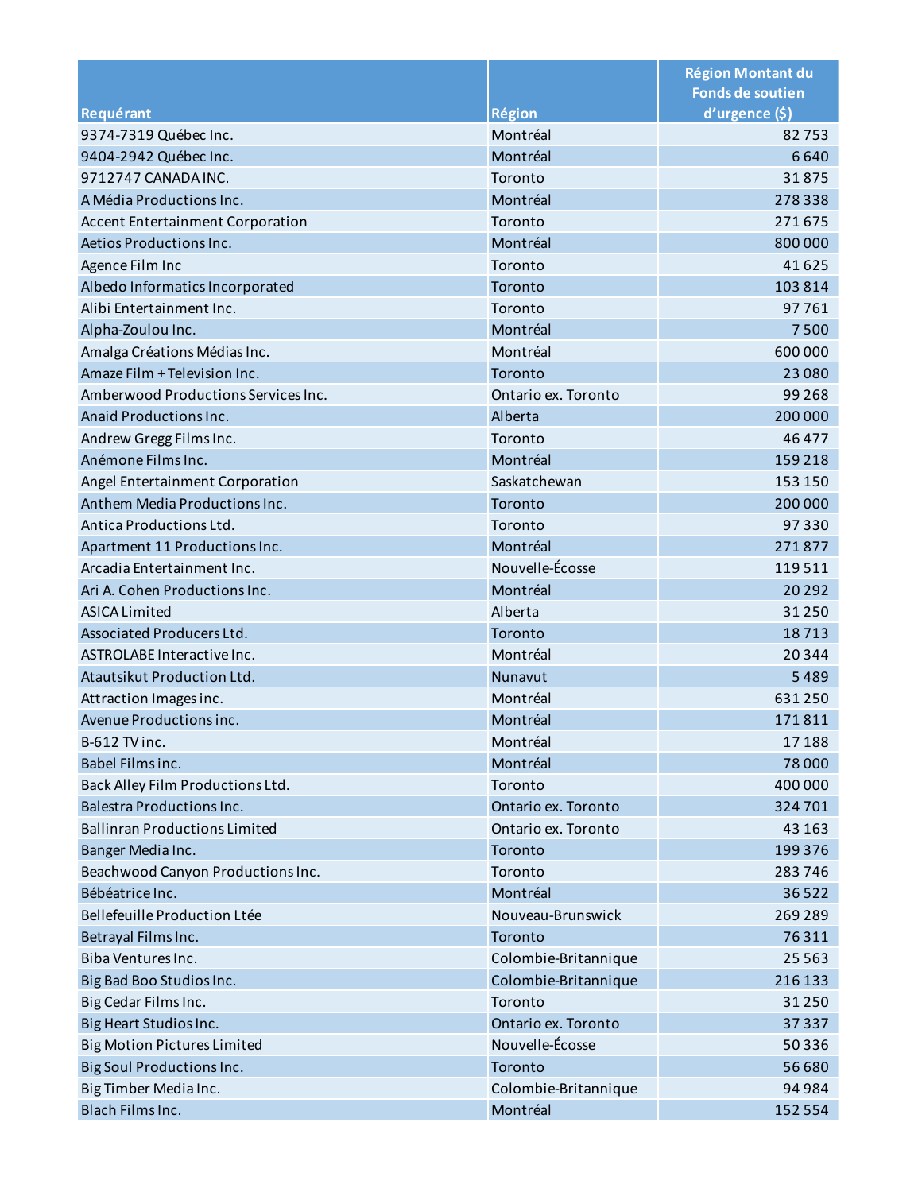| Requérant | Région | Région Montant du Fonds de soutien d'urgence ($) |
|---|---|---|
| 9374-7319 Québec Inc. | Montréal | 82 753 |
| 9404-2942 Québec Inc. | Montréal | 6 640 |
| 9712747 CANADA INC. | Toronto | 31 875 |
| A Média Productions Inc. | Montréal | 278 338 |
| Accent Entertainment Corporation | Toronto | 271 675 |
| Aetios Productions Inc. | Montréal | 800 000 |
| Agence Film Inc | Toronto | 41 625 |
| Albedo Informatics Incorporated | Toronto | 103 814 |
| Alibi Entertainment Inc. | Toronto | 97 761 |
| Alpha-Zoulou Inc. | Montréal | 7 500 |
| Amalga Créations Médias Inc. | Montréal | 600 000 |
| Amaze Film + Television Inc. | Toronto | 23 080 |
| Amberwood Productions Services Inc. | Ontario ex. Toronto | 99 268 |
| Anaid Productions Inc. | Alberta | 200 000 |
| Andrew Gregg Films Inc. | Toronto | 46 477 |
| Anémone Films Inc. | Montréal | 159 218 |
| Angel Entertainment Corporation | Saskatchewan | 153 150 |
| Anthem Media Productions Inc. | Toronto | 200 000 |
| Antica Productions Ltd. | Toronto | 97 330 |
| Apartment 11 Productions Inc. | Montréal | 271 877 |
| Arcadia Entertainment Inc. | Nouvelle-Écosse | 119 511 |
| Ari A. Cohen Productions Inc. | Montréal | 20 292 |
| ASICA Limited | Alberta | 31 250 |
| Associated Producers Ltd. | Toronto | 18 713 |
| ASTROLABE Interactive Inc. | Montréal | 20 344 |
| Atautsikut Production Ltd. | Nunavut | 5 489 |
| Attraction Images inc. | Montréal | 631 250 |
| Avenue Productions inc. | Montréal | 171 811 |
| B-612 TV inc. | Montréal | 17 188 |
| Babel Films inc. | Montréal | 78 000 |
| Back Alley Film Productions Ltd. | Toronto | 400 000 |
| Balestra Productions Inc. | Ontario ex. Toronto | 324 701 |
| Ballinran Productions Limited | Ontario ex. Toronto | 43 163 |
| Banger Media Inc. | Toronto | 199 376 |
| Beachwood Canyon Productions Inc. | Toronto | 283 746 |
| Bébéatrice Inc. | Montréal | 36 522 |
| Bellefeuille Production Ltée | Nouveau-Brunswick | 269 289 |
| Betrayal Films Inc. | Toronto | 76 311 |
| Biba Ventures Inc. | Colombie-Britannique | 25 563 |
| Big Bad Boo Studios Inc. | Colombie-Britannique | 216 133 |
| Big Cedar Films Inc. | Toronto | 31 250 |
| Big Heart Studios Inc. | Ontario ex. Toronto | 37 337 |
| Big Motion Pictures Limited | Nouvelle-Écosse | 50 336 |
| Big Soul Productions Inc. | Toronto | 56 680 |
| Big Timber Media Inc. | Colombie-Britannique | 94 984 |
| Blach Films Inc. | Montréal | 152 554 |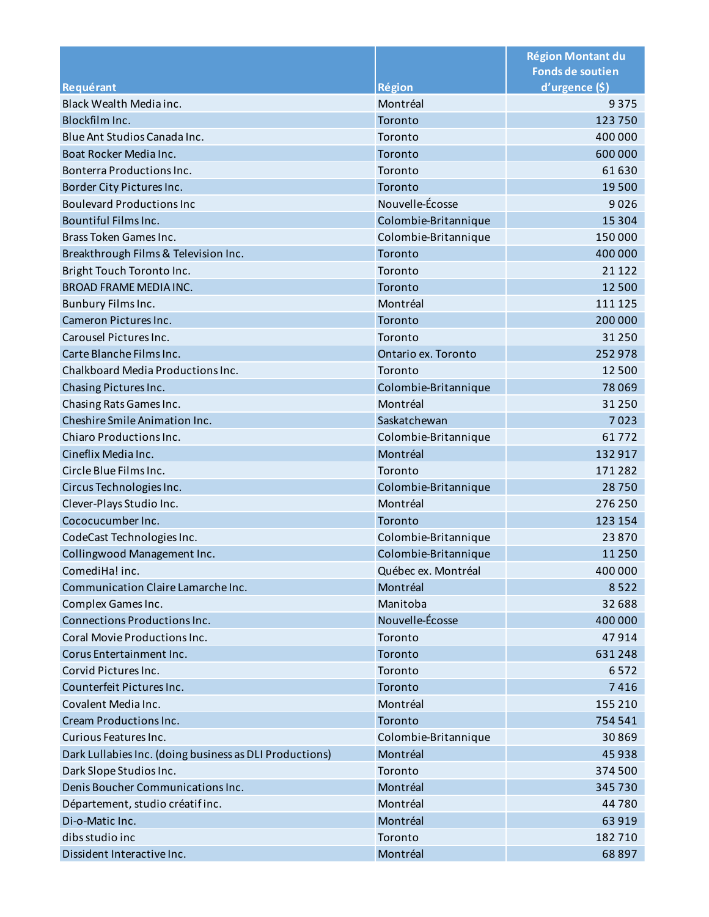| Requérant | Région | Région Montant du Fonds de soutien d'urgence ($) |
|---|---|---|
| Black Wealth Media inc. | Montréal | 9 375 |
| Blockfilm Inc. | Toronto | 123 750 |
| Blue Ant Studios Canada Inc. | Toronto | 400 000 |
| Boat Rocker Media Inc. | Toronto | 600 000 |
| Bonterra Productions Inc. | Toronto | 61 630 |
| Border City Pictures Inc. | Toronto | 19 500 |
| Boulevard Productions Inc | Nouvelle-Écosse | 9 026 |
| Bountiful Films Inc. | Colombie-Britannique | 15 304 |
| Brass Token Games Inc. | Colombie-Britannique | 150 000 |
| Breakthrough Films & Television Inc. | Toronto | 400 000 |
| Bright Touch Toronto Inc. | Toronto | 21 122 |
| BROAD FRAME MEDIA INC. | Toronto | 12 500 |
| Bunbury Films Inc. | Montréal | 111 125 |
| Cameron Pictures Inc. | Toronto | 200 000 |
| Carousel Pictures Inc. | Toronto | 31 250 |
| Carte Blanche Films Inc. | Ontario ex. Toronto | 252 978 |
| Chalkboard Media Productions Inc. | Toronto | 12 500 |
| Chasing Pictures Inc. | Colombie-Britannique | 78 069 |
| Chasing Rats Games Inc. | Montréal | 31 250 |
| Cheshire Smile Animation Inc. | Saskatchewan | 7 023 |
| Chiaro Productions Inc. | Colombie-Britannique | 61 772 |
| Cineflix Media Inc. | Montréal | 132 917 |
| Circle Blue Films Inc. | Toronto | 171 282 |
| Circus Technologies Inc. | Colombie-Britannique | 28 750 |
| Clever-Plays Studio Inc. | Montréal | 276 250 |
| Cococucumber Inc. | Toronto | 123 154 |
| CodeCast Technologies Inc. | Colombie-Britannique | 23 870 |
| Collingwood Management Inc. | Colombie-Britannique | 11 250 |
| ComediHa! inc. | Québec ex. Montréal | 400 000 |
| Communication Claire Lamarche Inc. | Montréal | 8 522 |
| Complex Games Inc. | Manitoba | 32 688 |
| Connections Productions Inc. | Nouvelle-Écosse | 400 000 |
| Coral Movie Productions Inc. | Toronto | 47 914 |
| Corus Entertainment Inc. | Toronto | 631 248 |
| Corvid Pictures Inc. | Toronto | 6 572 |
| Counterfeit Pictures Inc. | Toronto | 7 416 |
| Covalent Media Inc. | Montréal | 155 210 |
| Cream Productions Inc. | Toronto | 754 541 |
| Curious Features Inc. | Colombie-Britannique | 30 869 |
| Dark Lullabies Inc. (doing business as DLI Productions) | Montréal | 45 938 |
| Dark Slope Studios Inc. | Toronto | 374 500 |
| Denis Boucher Communications Inc. | Montréal | 345 730 |
| Département, studio créatif inc. | Montréal | 44 780 |
| Di-o-Matic Inc. | Montréal | 63 919 |
| dibs studio inc | Toronto | 182 710 |
| Dissident Interactive Inc. | Montréal | 68 897 |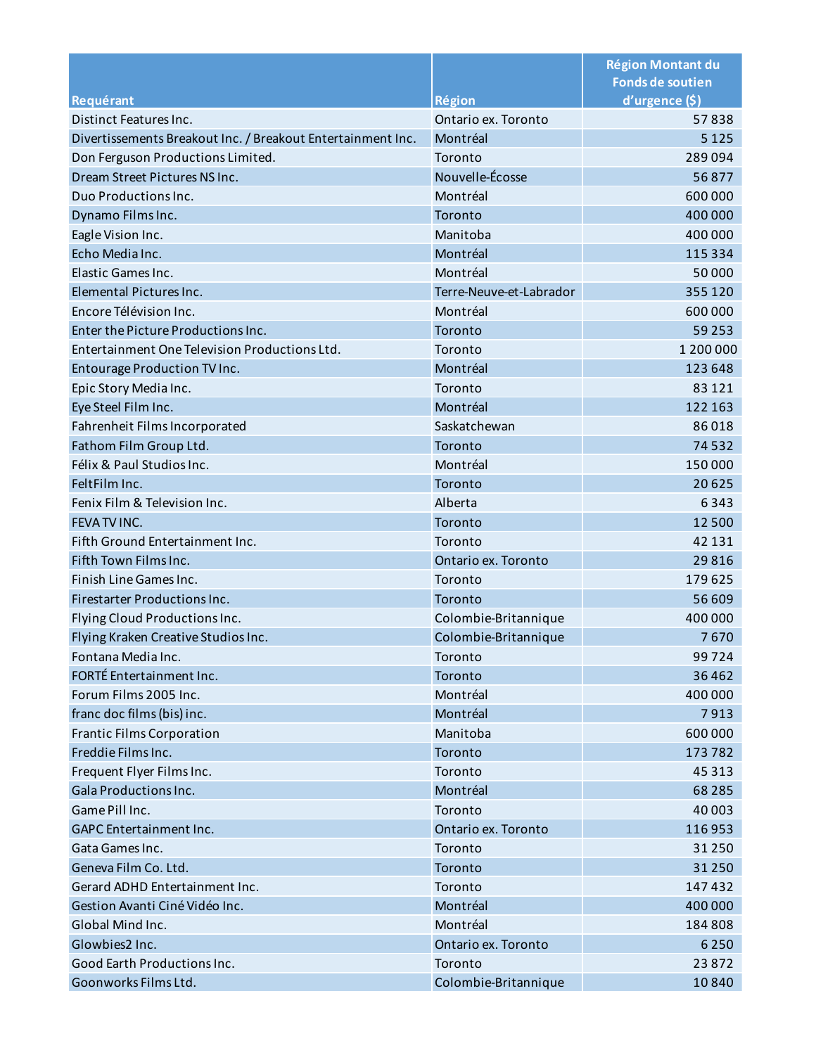| Requérant | Région | Région Montant du Fonds de soutien d'urgence ($) |
|---|---|---|
| Distinct Features Inc. | Ontario ex. Toronto | 57 838 |
| Divertissements Breakout Inc. / Breakout Entertainment Inc. | Montréal | 5 125 |
| Don Ferguson Productions Limited. | Toronto | 289 094 |
| Dream Street Pictures NS Inc. | Nouvelle-Écosse | 56 877 |
| Duo Productions Inc. | Montréal | 600 000 |
| Dynamo Films Inc. | Toronto | 400 000 |
| Eagle Vision Inc. | Manitoba | 400 000 |
| Echo Media Inc. | Montréal | 115 334 |
| Elastic Games Inc. | Montréal | 50 000 |
| Elemental Pictures Inc. | Terre-Neuve-et-Labrador | 355 120 |
| Encore Télévision Inc. | Montréal | 600 000 |
| Enter the Picture Productions Inc. | Toronto | 59 253 |
| Entertainment One Television Productions Ltd. | Toronto | 1 200 000 |
| Entourage Production TV Inc. | Montréal | 123 648 |
| Epic Story Media Inc. | Toronto | 83 121 |
| Eye Steel Film Inc. | Montréal | 122 163 |
| Fahrenheit Films Incorporated | Saskatchewan | 86 018 |
| Fathom Film Group Ltd. | Toronto | 74 532 |
| Félix & Paul Studios Inc. | Montréal | 150 000 |
| FeltFilm Inc. | Toronto | 20 625 |
| Fenix Film & Television Inc. | Alberta | 6 343 |
| FEVA TV INC. | Toronto | 12 500 |
| Fifth Ground Entertainment Inc. | Toronto | 42 131 |
| Fifth Town Films Inc. | Ontario ex. Toronto | 29 816 |
| Finish Line Games Inc. | Toronto | 179 625 |
| Firestarter Productions Inc. | Toronto | 56 609 |
| Flying Cloud Productions Inc. | Colombie-Britannique | 400 000 |
| Flying Kraken Creative Studios Inc. | Colombie-Britannique | 7 670 |
| Fontana Media Inc. | Toronto | 99 724 |
| FORTÉ Entertainment Inc. | Toronto | 36 462 |
| Forum Films 2005 Inc. | Montréal | 400 000 |
| franc doc films (bis) inc. | Montréal | 7 913 |
| Frantic Films Corporation | Manitoba | 600 000 |
| Freddie Films Inc. | Toronto | 173 782 |
| Frequent Flyer Films Inc. | Toronto | 45 313 |
| Gala Productions Inc. | Montréal | 68 285 |
| Game Pill Inc. | Toronto | 40 003 |
| GAPC Entertainment Inc. | Ontario ex. Toronto | 116 953 |
| Gata Games Inc. | Toronto | 31 250 |
| Geneva Film Co. Ltd. | Toronto | 31 250 |
| Gerard ADHD Entertainment Inc. | Toronto | 147 432 |
| Gestion Avanti Ciné Vidéo Inc. | Montréal | 400 000 |
| Global Mind Inc. | Montréal | 184 808 |
| Glowbies2 Inc. | Ontario ex. Toronto | 6 250 |
| Good Earth Productions Inc. | Toronto | 23 872 |
| Goonworks Films Ltd. | Colombie-Britannique | 10 840 |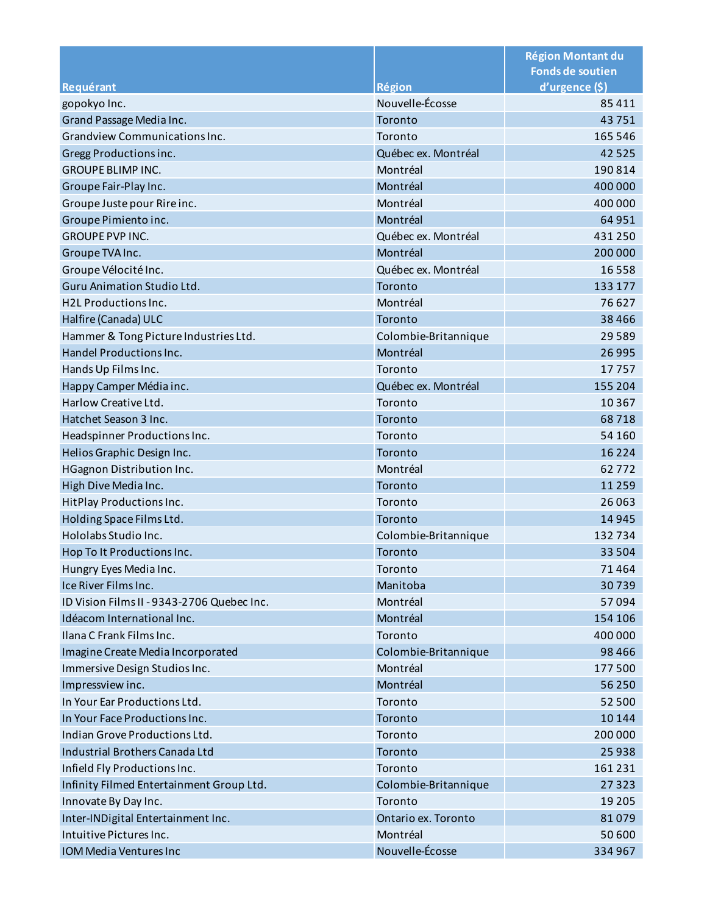| Requérant | Région | Région Montant du Fonds de soutien d'urgence ($) |
| --- | --- | --- |
| gopokyo Inc. | Nouvelle-Écosse | 85 411 |
| Grand Passage Media Inc. | Toronto | 43 751 |
| Grandview Communications Inc. | Toronto | 165 546 |
| Gregg Productions inc. | Québec ex. Montréal | 42 525 |
| GROUPE BLIMP INC. | Montréal | 190 814 |
| Groupe Fair-Play Inc. | Montréal | 400 000 |
| Groupe Juste pour Rire inc. | Montréal | 400 000 |
| Groupe Pimiento inc. | Montréal | 64 951 |
| GROUPE PVP INC. | Québec ex. Montréal | 431 250 |
| Groupe TVA Inc. | Montréal | 200 000 |
| Groupe Vélocité Inc. | Québec ex. Montréal | 16 558 |
| Guru Animation Studio Ltd. | Toronto | 133 177 |
| H2L Productions Inc. | Montréal | 76 627 |
| Halfire (Canada) ULC | Toronto | 38 466 |
| Hammer & Tong Picture Industries Ltd. | Colombie-Britannique | 29 589 |
| Handel Productions Inc. | Montréal | 26 995 |
| Hands Up Films Inc. | Toronto | 17 757 |
| Happy Camper Média inc. | Québec ex. Montréal | 155 204 |
| Harlow Creative Ltd. | Toronto | 10 367 |
| Hatchet Season 3 Inc. | Toronto | 68 718 |
| Headspinner Productions Inc. | Toronto | 54 160 |
| Helios Graphic Design Inc. | Toronto | 16 224 |
| HGagnon Distribution Inc. | Montréal | 62 772 |
| High Dive Media Inc. | Toronto | 11 259 |
| HitPlay Productions Inc. | Toronto | 26 063 |
| Holding Space Films Ltd. | Toronto | 14 945 |
| Hololabs Studio Inc. | Colombie-Britannique | 132 734 |
| Hop To It Productions Inc. | Toronto | 33 504 |
| Hungry Eyes Media Inc. | Toronto | 71 464 |
| Ice River Films Inc. | Manitoba | 30 739 |
| ID Vision Films II - 9343-2706 Quebec Inc. | Montréal | 57 094 |
| Idéacom International Inc. | Montréal | 154 106 |
| Ilana C Frank Films Inc. | Toronto | 400 000 |
| Imagine Create Media Incorporated | Colombie-Britannique | 98 466 |
| Immersive Design Studios Inc. | Montréal | 177 500 |
| Impressview inc. | Montréal | 56 250 |
| In Your Ear Productions Ltd. | Toronto | 52 500 |
| In Your Face Productions Inc. | Toronto | 10 144 |
| Indian Grove Productions Ltd. | Toronto | 200 000 |
| Industrial Brothers Canada Ltd | Toronto | 25 938 |
| Infield Fly Productions Inc. | Toronto | 161 231 |
| Infinity Filmed Entertainment Group Ltd. | Colombie-Britannique | 27 323 |
| Innovate By Day Inc. | Toronto | 19 205 |
| Inter-INDigital Entertainment Inc. | Ontario ex. Toronto | 81 079 |
| Intuitive Pictures Inc. | Montréal | 50 600 |
| IOM Media Ventures Inc | Nouvelle-Écosse | 334 967 |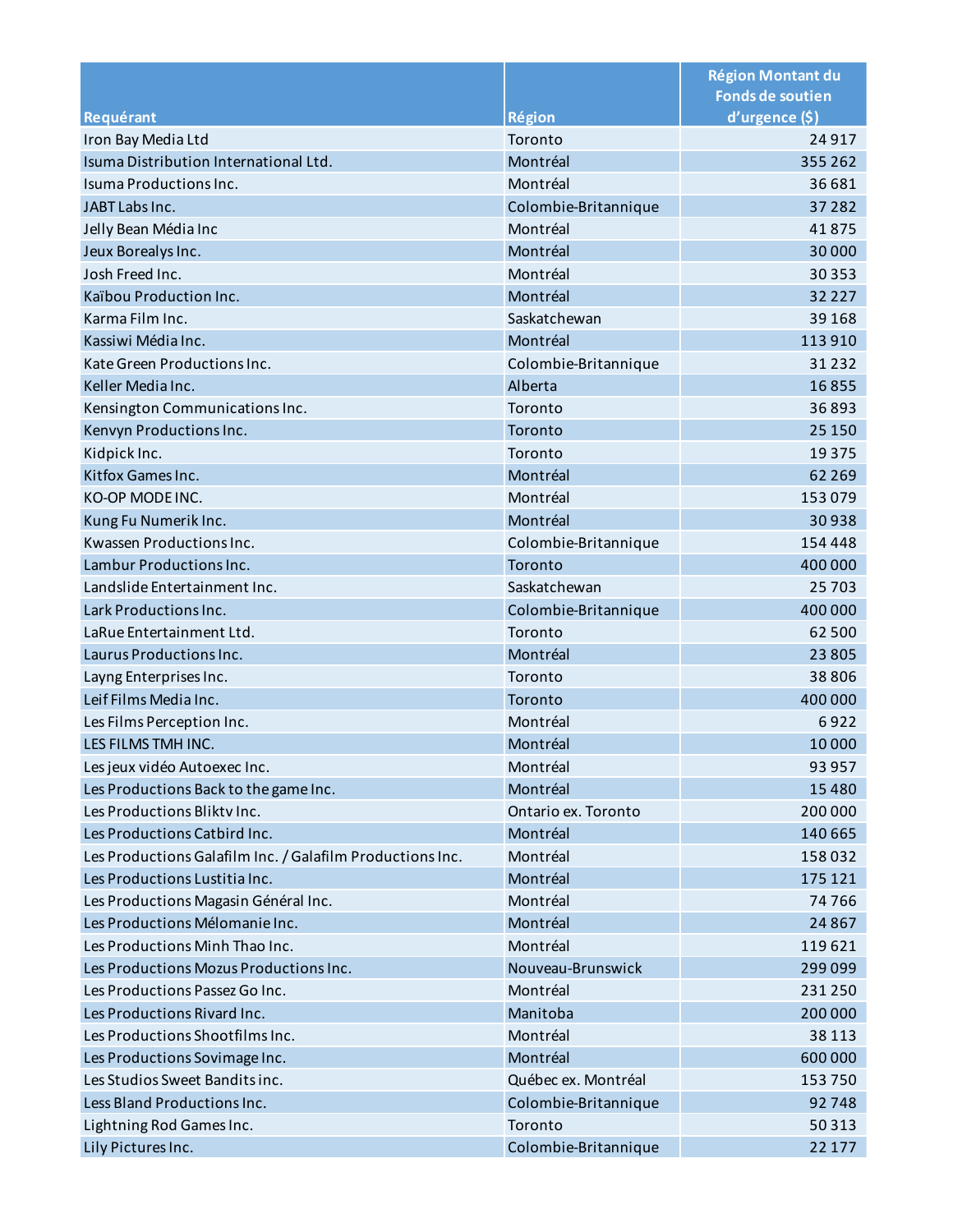| Requérant | Région | Région Montant du Fonds de soutien d'urgence ($) |
| --- | --- | --- |
| Iron Bay Media Ltd | Toronto | 24 917 |
| Isuma Distribution International Ltd. | Montréal | 355 262 |
| Isuma Productions Inc. | Montréal | 36 681 |
| JABT Labs Inc. | Colombie-Britannique | 37 282 |
| Jelly Bean Média Inc | Montréal | 41 875 |
| Jeux Borealys Inc. | Montréal | 30 000 |
| Josh Freed Inc. | Montréal | 30 353 |
| Kaïbou Production Inc. | Montréal | 32 227 |
| Karma Film Inc. | Saskatchewan | 39 168 |
| Kassiwi Média Inc. | Montréal | 113 910 |
| Kate Green Productions Inc. | Colombie-Britannique | 31 232 |
| Keller Media Inc. | Alberta | 16 855 |
| Kensington Communications Inc. | Toronto | 36 893 |
| Kenvyn Productions Inc. | Toronto | 25 150 |
| Kidpick Inc. | Toronto | 19 375 |
| Kitfox Games Inc. | Montréal | 62 269 |
| KO-OP MODE INC. | Montréal | 153 079 |
| Kung Fu Numerik Inc. | Montréal | 30 938 |
| Kwassen Productions Inc. | Colombie-Britannique | 154 448 |
| Lambur Productions Inc. | Toronto | 400 000 |
| Landslide Entertainment Inc. | Saskatchewan | 25 703 |
| Lark Productions Inc. | Colombie-Britannique | 400 000 |
| LaRue Entertainment Ltd. | Toronto | 62 500 |
| Laurus Productions Inc. | Montréal | 23 805 |
| Layng Enterprises Inc. | Toronto | 38 806 |
| Leif Films Media Inc. | Toronto | 400 000 |
| Les Films Perception Inc. | Montréal | 6 922 |
| LES FILMS TMH INC. | Montréal | 10 000 |
| Les jeux vidéo Autoexec Inc. | Montréal | 93 957 |
| Les Productions Back to the game Inc. | Montréal | 15 480 |
| Les Productions Bliktv Inc. | Ontario ex. Toronto | 200 000 |
| Les Productions Catbird Inc. | Montréal | 140 665 |
| Les Productions Galafilm Inc. / Galafilm Productions Inc. | Montréal | 158 032 |
| Les Productions Lustitia Inc. | Montréal | 175 121 |
| Les Productions Magasin Général Inc. | Montréal | 74 766 |
| Les Productions Mélomanie Inc. | Montréal | 24 867 |
| Les Productions Minh Thao Inc. | Montréal | 119 621 |
| Les Productions Mozus Productions Inc. | Nouveau-Brunswick | 299 099 |
| Les Productions Passez Go Inc. | Montréal | 231 250 |
| Les Productions Rivard Inc. | Manitoba | 200 000 |
| Les Productions Shootfilms Inc. | Montréal | 38 113 |
| Les Productions Sovimage Inc. | Montréal | 600 000 |
| Les Studios Sweet Bandits inc. | Québec ex. Montréal | 153 750 |
| Less Bland Productions Inc. | Colombie-Britannique | 92 748 |
| Lightning Rod Games Inc. | Toronto | 50 313 |
| Lily Pictures Inc. | Colombie-Britannique | 22 177 |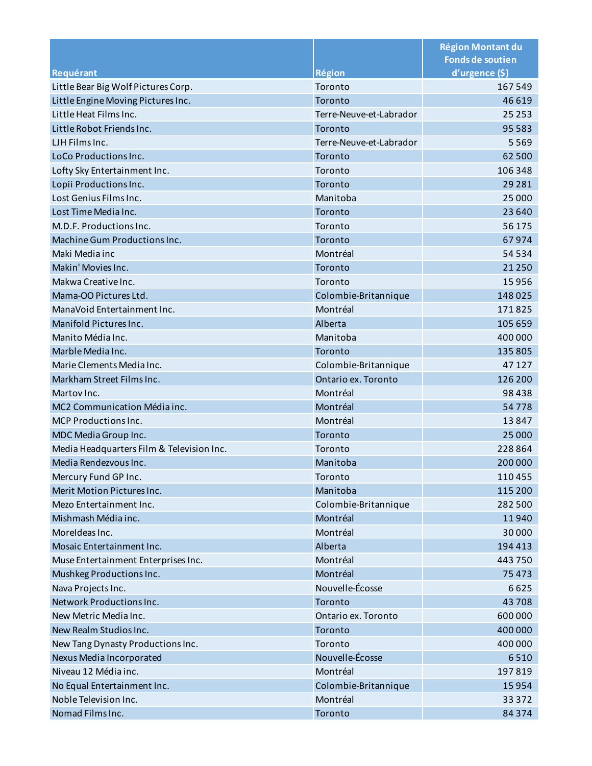| Requérant | Région | Région Montant du Fonds de soutien d'urgence ($) |
|---|---|---|
| Little Bear Big Wolf Pictures Corp. | Toronto | 167 549 |
| Little Engine Moving Pictures Inc. | Toronto | 46 619 |
| Little Heat Films Inc. | Terre-Neuve-et-Labrador | 25 253 |
| Little Robot Friends Inc. | Toronto | 95 583 |
| LJH Films Inc. | Terre-Neuve-et-Labrador | 5 569 |
| LoCo Productions Inc. | Toronto | 62 500 |
| Lofty Sky Entertainment Inc. | Toronto | 106 348 |
| Lopii Productions Inc. | Toronto | 29 281 |
| Lost Genius Films Inc. | Manitoba | 25 000 |
| Lost Time Media Inc. | Toronto | 23 640 |
| M.D.F. Productions Inc. | Toronto | 56 175 |
| Machine Gum Productions Inc. | Toronto | 67 974 |
| Maki Media inc | Montréal | 54 534 |
| Makin' Movies Inc. | Toronto | 21 250 |
| Makwa Creative Inc. | Toronto | 15 956 |
| Mama-OO Pictures Ltd. | Colombie-Britannique | 148 025 |
| ManaVoid Entertainment Inc. | Montréal | 171 825 |
| Manifold Pictures Inc. | Alberta | 105 659 |
| Manito Média Inc. | Manitoba | 400 000 |
| Marble Media Inc. | Toronto | 135 805 |
| Marie Clements Media Inc. | Colombie-Britannique | 47 127 |
| Markham Street Films Inc. | Ontario ex. Toronto | 126 200 |
| Martov Inc. | Montréal | 98 438 |
| MC2 Communication Média inc. | Montréal | 54 778 |
| MCP Productions Inc. | Montréal | 13 847 |
| MDC Media Group Inc. | Toronto | 25 000 |
| Media Headquarters Film & Television Inc. | Toronto | 228 864 |
| Media Rendezvous Inc. | Manitoba | 200 000 |
| Mercury Fund GP Inc. | Toronto | 110 455 |
| Merit Motion Pictures Inc. | Manitoba | 115 200 |
| Mezo Entertainment Inc. | Colombie-Britannique | 282 500 |
| Mishmash Média inc. | Montréal | 11 940 |
| MoreIdeas Inc. | Montréal | 30 000 |
| Mosaic Entertainment Inc. | Alberta | 194 413 |
| Muse Entertainment Enterprises Inc. | Montréal | 443 750 |
| Mushkeg Productions Inc. | Montréal | 75 473 |
| Nava Projects Inc. | Nouvelle-Écosse | 6 625 |
| Network Productions Inc. | Toronto | 43 708 |
| New Metric Media Inc. | Ontario ex. Toronto | 600 000 |
| New Realm Studios Inc. | Toronto | 400 000 |
| New Tang Dynasty Productions Inc. | Toronto | 400 000 |
| Nexus Media Incorporated | Nouvelle-Écosse | 6 510 |
| Niveau 12 Média inc. | Montréal | 197 819 |
| No Equal Entertainment Inc. | Colombie-Britannique | 15 954 |
| Noble Television Inc. | Montréal | 33 372 |
| Nomad Films Inc. | Toronto | 84 374 |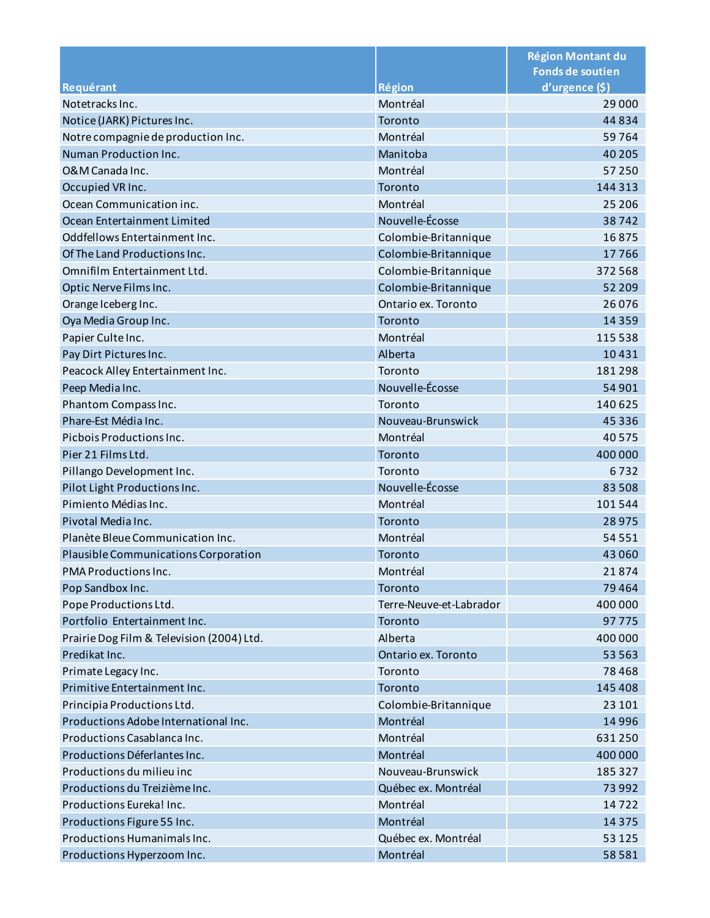| Requérant | Région | Région Montant du Fonds de soutien d'urgence ($) |
|---|---|---|
| Notetracks Inc. | Montréal | 29 000 |
| Notice (JARK) Pictures Inc. | Toronto | 44 834 |
| Notre compagnie de production Inc. | Montréal | 59 764 |
| Numan Production Inc. | Manitoba | 40 205 |
| O&M Canada Inc. | Montréal | 57 250 |
| Occupied VR Inc. | Toronto | 144 313 |
| Ocean Communication inc. | Montréal | 25 206 |
| Ocean Entertainment Limited | Nouvelle-Écosse | 38 742 |
| Oddfellows Entertainment Inc. | Colombie-Britannique | 16 875 |
| Of The Land Productions Inc. | Colombie-Britannique | 17 766 |
| Omnifilm Entertainment Ltd. | Colombie-Britannique | 372 568 |
| Optic Nerve Films Inc. | Colombie-Britannique | 52 209 |
| Orange Iceberg Inc. | Ontario ex. Toronto | 26 076 |
| Oya Media Group Inc. | Toronto | 14 359 |
| Papier Culte Inc. | Montréal | 115 538 |
| Pay Dirt Pictures Inc. | Alberta | 10 431 |
| Peacock Alley Entertainment Inc. | Toronto | 181 298 |
| Peep Media Inc. | Nouvelle-Écosse | 54 901 |
| Phantom Compass Inc. | Toronto | 140 625 |
| Phare-Est Média Inc. | Nouveau-Brunswick | 45 336 |
| Picbois Productions Inc. | Montréal | 40 575 |
| Pier 21 Films Ltd. | Toronto | 400 000 |
| Pillango Development Inc. | Toronto | 6 732 |
| Pilot Light Productions Inc. | Nouvelle-Écosse | 83 508 |
| Pimiento Médias Inc. | Montréal | 101 544 |
| Pivotal Media Inc. | Toronto | 28 975 |
| Planète Bleue Communication Inc. | Montréal | 54 551 |
| Plausible Communications Corporation | Toronto | 43 060 |
| PMA Productions Inc. | Montréal | 21 874 |
| Pop Sandbox Inc. | Toronto | 79 464 |
| Pope Productions Ltd. | Terre-Neuve-et-Labrador | 400 000 |
| Portfolio Entertainment Inc. | Toronto | 97 775 |
| Prairie Dog Film & Television (2004) Ltd. | Alberta | 400 000 |
| Predikat Inc. | Ontario ex. Toronto | 53 563 |
| Primate Legacy Inc. | Toronto | 78 468 |
| Primitive Entertainment Inc. | Toronto | 145 408 |
| Principia Productions Ltd. | Colombie-Britannique | 23 101 |
| Productions Adobe International Inc. | Montréal | 14 996 |
| Productions Casablanca Inc. | Montréal | 631 250 |
| Productions Déferlantes Inc. | Montréal | 400 000 |
| Productions du milieu inc | Nouveau-Brunswick | 185 327 |
| Productions du Treizième Inc. | Québec ex. Montréal | 73 992 |
| Productions Eureka! Inc. | Montréal | 14 722 |
| Productions Figure 55 Inc. | Montréal | 14 375 |
| Productions Humanimals Inc. | Québec ex. Montréal | 53 125 |
| Productions Hyperzoom Inc. | Montréal | 58 581 |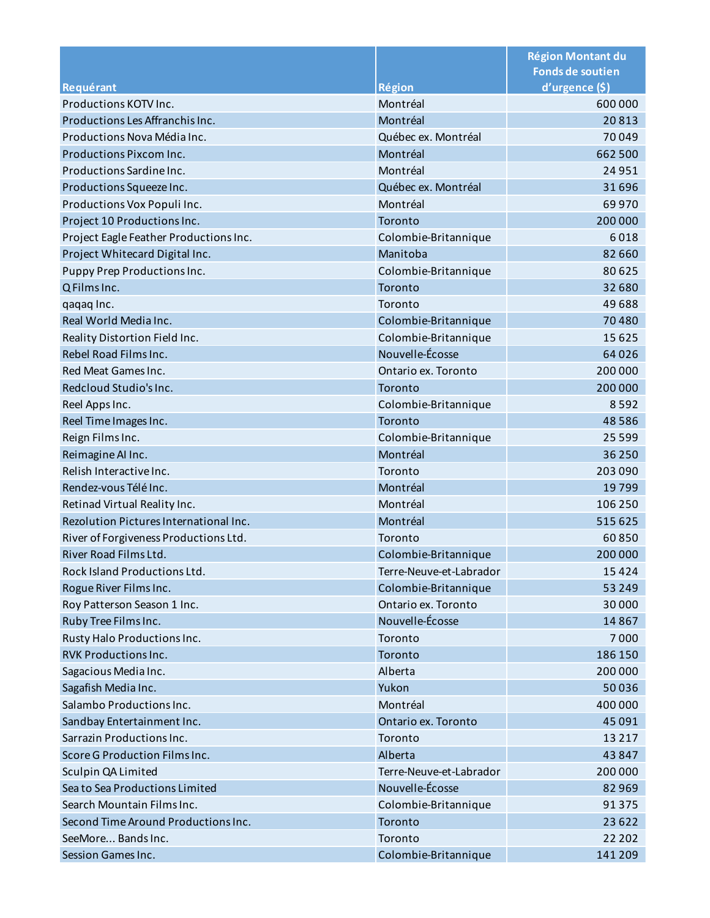| Requérant | Région | Région Montant du Fonds de soutien d'urgence ($) |
| --- | --- | --- |
| Productions KOTV Inc. | Montréal | 600 000 |
| Productions Les Affranchis Inc. | Montréal | 20 813 |
| Productions Nova Média Inc. | Québec ex. Montréal | 70 049 |
| Productions Pixcom Inc. | Montréal | 662 500 |
| Productions Sardine Inc. | Montréal | 24 951 |
| Productions Squeeze Inc. | Québec ex. Montréal | 31 696 |
| Productions Vox Populi Inc. | Montréal | 69 970 |
| Project 10 Productions Inc. | Toronto | 200 000 |
| Project Eagle Feather Productions Inc. | Colombie-Britannique | 6 018 |
| Project Whitecard Digital Inc. | Manitoba | 82 660 |
| Puppy Prep Productions Inc. | Colombie-Britannique | 80 625 |
| Q Films Inc. | Toronto | 32 680 |
| qaqaq Inc. | Toronto | 49 688 |
| Real World Media Inc. | Colombie-Britannique | 70 480 |
| Reality Distortion Field Inc. | Colombie-Britannique | 15 625 |
| Rebel Road Films Inc. | Nouvelle-Écosse | 64 026 |
| Red Meat Games Inc. | Ontario ex. Toronto | 200 000 |
| Redcloud Studio's Inc. | Toronto | 200 000 |
| Reel Apps Inc. | Colombie-Britannique | 8 592 |
| Reel Time Images Inc. | Toronto | 48 586 |
| Reign Films Inc. | Colombie-Britannique | 25 599 |
| Reimagine AI Inc. | Montréal | 36 250 |
| Relish Interactive Inc. | Toronto | 203 090 |
| Rendez-vous Télé Inc. | Montréal | 19 799 |
| Retinad Virtual Reality Inc. | Montréal | 106 250 |
| Rezolution Pictures International Inc. | Montréal | 515 625 |
| River of Forgiveness Productions Ltd. | Toronto | 60 850 |
| River Road Films Ltd. | Colombie-Britannique | 200 000 |
| Rock Island Productions Ltd. | Terre-Neuve-et-Labrador | 15 424 |
| Rogue River Films Inc. | Colombie-Britannique | 53 249 |
| Roy Patterson Season 1 Inc. | Ontario ex. Toronto | 30 000 |
| Ruby Tree Films Inc. | Nouvelle-Écosse | 14 867 |
| Rusty Halo Productions Inc. | Toronto | 7 000 |
| RVK Productions Inc. | Toronto | 186 150 |
| Sagacious Media Inc. | Alberta | 200 000 |
| Sagafish Media Inc. | Yukon | 50 036 |
| Salambo Productions Inc. | Montréal | 400 000 |
| Sandbay Entertainment Inc. | Ontario ex. Toronto | 45 091 |
| Sarrazin Productions Inc. | Toronto | 13 217 |
| Score G Production Films Inc. | Alberta | 43 847 |
| Sculpin QA Limited | Terre-Neuve-et-Labrador | 200 000 |
| Sea to Sea Productions Limited | Nouvelle-Écosse | 82 969 |
| Search Mountain Films Inc. | Colombie-Britannique | 91 375 |
| Second Time Around Productions Inc. | Toronto | 23 622 |
| SeeMore... Bands Inc. | Toronto | 22 202 |
| Session Games Inc. | Colombie-Britannique | 141 209 |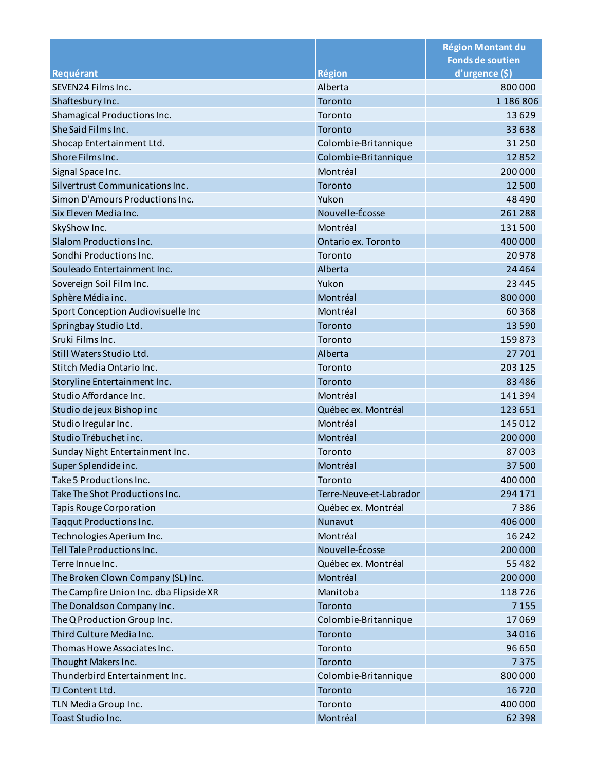| Requérant | Région | Région Montant du Fonds de soutien d'urgence ($) |
|---|---|---|
| SEVEN24 Films Inc. | Alberta | 800 000 |
| Shaftesbury Inc. | Toronto | 1 186 806 |
| Shamagical Productions Inc. | Toronto | 13 629 |
| She Said Films Inc. | Toronto | 33 638 |
| Shocap Entertainment Ltd. | Colombie-Britannique | 31 250 |
| Shore Films Inc. | Colombie-Britannique | 12 852 |
| Signal Space Inc. | Montréal | 200 000 |
| Silvertrust Communications Inc. | Toronto | 12 500 |
| Simon D'Amours Productions Inc. | Yukon | 48 490 |
| Six Eleven Media Inc. | Nouvelle-Écosse | 261 288 |
| SkyShow Inc. | Montréal | 131 500 |
| Slalom Productions Inc. | Ontario ex. Toronto | 400 000 |
| Sondhi Productions Inc. | Toronto | 20 978 |
| Souleado Entertainment Inc. | Alberta | 24 464 |
| Sovereign Soil Film Inc. | Yukon | 23 445 |
| Sphère Média inc. | Montréal | 800 000 |
| Sport Conception Audiovisuelle Inc | Montréal | 60 368 |
| Springbay Studio Ltd. | Toronto | 13 590 |
| Sruki Films Inc. | Toronto | 159 873 |
| Still Waters Studio Ltd. | Alberta | 27 701 |
| Stitch Media Ontario Inc. | Toronto | 203 125 |
| Storyline Entertainment Inc. | Toronto | 83 486 |
| Studio Affordance Inc. | Montréal | 141 394 |
| Studio de jeux Bishop inc | Québec ex. Montréal | 123 651 |
| Studio Iregular Inc. | Montréal | 145 012 |
| Studio Trébuchet inc. | Montréal | 200 000 |
| Sunday Night Entertainment Inc. | Toronto | 87 003 |
| Super Splendide inc. | Montréal | 37 500 |
| Take 5 Productions Inc. | Toronto | 400 000 |
| Take The Shot Productions Inc. | Terre-Neuve-et-Labrador | 294 171 |
| Tapis Rouge Corporation | Québec ex. Montréal | 7 386 |
| Taqqut Productions Inc. | Nunavut | 406 000 |
| Technologies Aperium Inc. | Montréal | 16 242 |
| Tell Tale Productions Inc. | Nouvelle-Écosse | 200 000 |
| Terre Innue Inc. | Québec ex. Montréal | 55 482 |
| The Broken Clown Company (SL) Inc. | Montréal | 200 000 |
| The Campfire Union Inc. dba Flipside XR | Manitoba | 118 726 |
| The Donaldson Company Inc. | Toronto | 7 155 |
| The Q Production Group Inc. | Colombie-Britannique | 17 069 |
| Third Culture Media Inc. | Toronto | 34 016 |
| Thomas Howe Associates Inc. | Toronto | 96 650 |
| Thought Makers Inc. | Toronto | 7 375 |
| Thunderbird Entertainment Inc. | Colombie-Britannique | 800 000 |
| TJ Content Ltd. | Toronto | 16 720 |
| TLN Media Group Inc. | Toronto | 400 000 |
| Toast Studio Inc. | Montréal | 62 398 |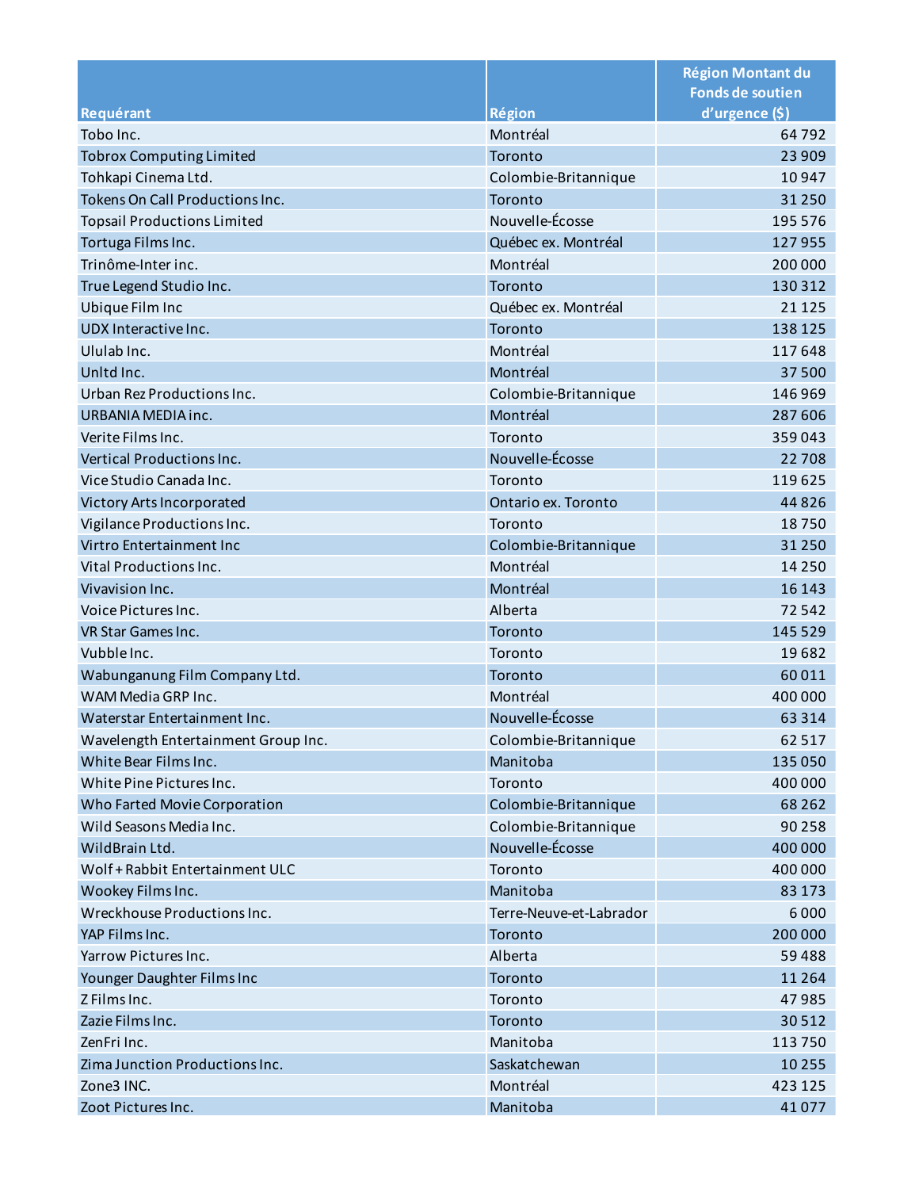| Requérant | Région | Région Montant du Fonds de soutien d'urgence ($) |
|---|---|---|
| Tobo Inc. | Montréal | 64 792 |
| Tobrox Computing Limited | Toronto | 23 909 |
| Tohkapi Cinema Ltd. | Colombie-Britannique | 10 947 |
| Tokens On Call Productions Inc. | Toronto | 31 250 |
| Topsail Productions Limited | Nouvelle-Écosse | 195 576 |
| Tortuga Films Inc. | Québec ex. Montréal | 127 955 |
| Trinôme-Inter inc. | Montréal | 200 000 |
| True Legend Studio Inc. | Toronto | 130 312 |
| Ubique Film Inc | Québec ex. Montréal | 21 125 |
| UDX Interactive Inc. | Toronto | 138 125 |
| Ululab Inc. | Montréal | 117 648 |
| Unltd Inc. | Montréal | 37 500 |
| Urban Rez Productions Inc. | Colombie-Britannique | 146 969 |
| URBANIA MEDIA inc. | Montréal | 287 606 |
| Verite Films Inc. | Toronto | 359 043 |
| Vertical Productions Inc. | Nouvelle-Écosse | 22 708 |
| Vice Studio Canada Inc. | Toronto | 119 625 |
| Victory Arts Incorporated | Ontario ex. Toronto | 44 826 |
| Vigilance Productions Inc. | Toronto | 18 750 |
| Virtro Entertainment Inc | Colombie-Britannique | 31 250 |
| Vital Productions Inc. | Montréal | 14 250 |
| Vivavision Inc. | Montréal | 16 143 |
| Voice Pictures Inc. | Alberta | 72 542 |
| VR Star Games Inc. | Toronto | 145 529 |
| Vubble Inc. | Toronto | 19 682 |
| Wabunganung Film Company Ltd. | Toronto | 60 011 |
| WAM Media GRP Inc. | Montréal | 400 000 |
| Waterstar Entertainment Inc. | Nouvelle-Écosse | 63 314 |
| Wavelength Entertainment Group Inc. | Colombie-Britannique | 62 517 |
| White Bear Films Inc. | Manitoba | 135 050 |
| White Pine Pictures Inc. | Toronto | 400 000 |
| Who Farted Movie Corporation | Colombie-Britannique | 68 262 |
| Wild Seasons Media Inc. | Colombie-Britannique | 90 258 |
| WildBrain Ltd. | Nouvelle-Écosse | 400 000 |
| Wolf + Rabbit Entertainment ULC | Toronto | 400 000 |
| Wookey Films Inc. | Manitoba | 83 173 |
| Wreckhouse Productions Inc. | Terre-Neuve-et-Labrador | 6 000 |
| YAP Films Inc. | Toronto | 200 000 |
| Yarrow Pictures Inc. | Alberta | 59 488 |
| Younger Daughter Films Inc | Toronto | 11 264 |
| Z Films Inc. | Toronto | 47 985 |
| Zazie Films Inc. | Toronto | 30 512 |
| ZenFri Inc. | Manitoba | 113 750 |
| Zima Junction Productions Inc. | Saskatchewan | 10 255 |
| Zone3 INC. | Montréal | 423 125 |
| Zoot Pictures Inc. | Manitoba | 41 077 |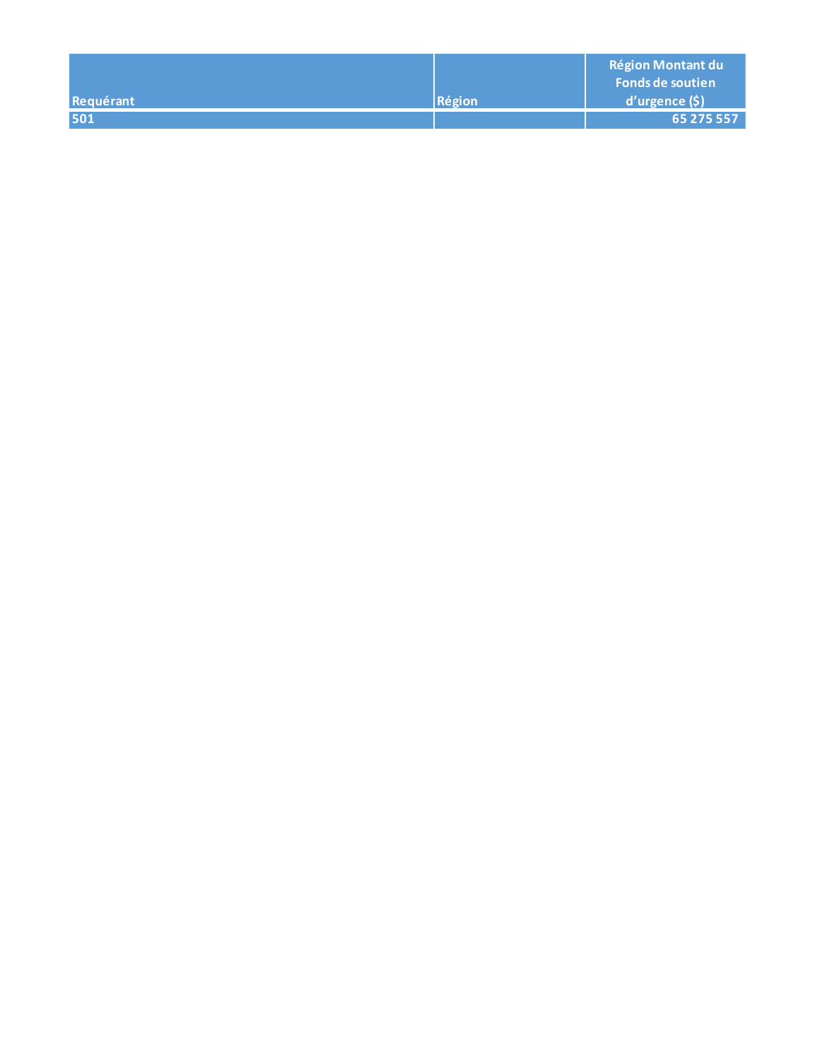| Requérant | Région | Région Montant du Fonds de soutien d'urgence ($) |
| --- | --- | --- |
| 501 | | 65 275 557 |